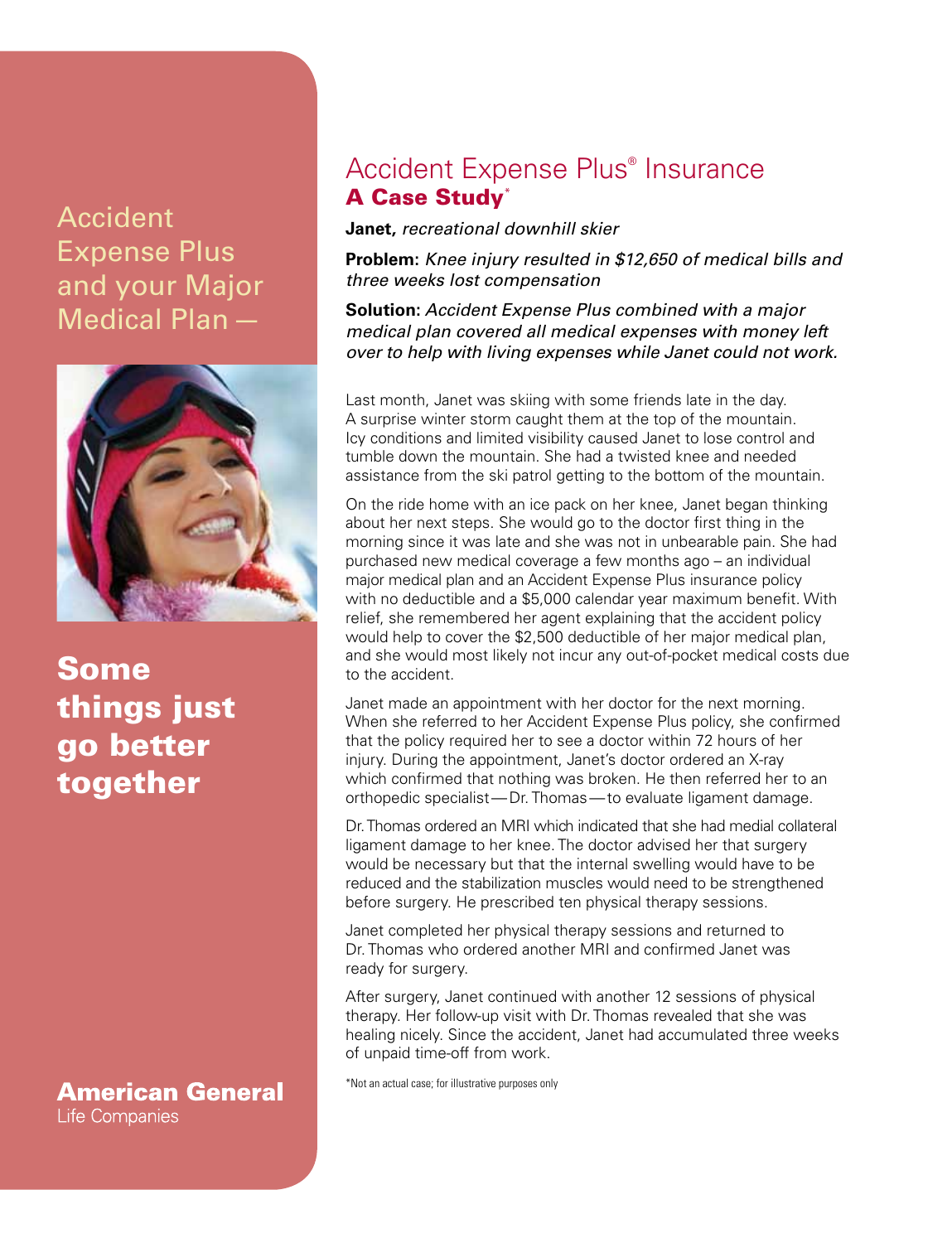Accident Expense Plus and your Major Medical Plan —

**Some things just go better together**

**American General**
Life Companies

# Accident Expense Plus® Insurance

## A Case Study*

**Janet,** *recreational downhill skier*

**Problem:** *Knee injury resulted in $12,650 of medical bills and three weeks lost compensation*

**Solution:** *Accident Expense Plus combined with a major medical plan covered all medical expenses with money left over to help with living expenses while Janet could not work.*

Last month, Janet was skiing with some friends late in the day. A surprise winter storm caught them at the top of the mountain. Icy conditions and limited visibility caused Janet to lose control and tumble down the mountain. She had a twisted knee and needed assistance from the ski patrol getting to the bottom of the mountain.

On the ride home with an ice pack on her knee, Janet began thinking about her next steps. She would go to the doctor first thing in the morning since it was late and she was not in unbearable pain. She had purchased new medical coverage a few months ago – an individual major medical plan and an Accident Expense Plus insurance policy with no deductible and a $5,000 calendar year maximum benefit. With relief, she remembered her agent explaining that the accident policy would help to cover the $2,500 deductible of her major medical plan, and she would most likely not incur any out-of-pocket medical costs due to the accident.

Janet made an appointment with her doctor for the next morning. When she referred to her Accident Expense Plus policy, she confirmed that the policy required her to see a doctor within 72 hours of her injury. During the appointment, Janet's doctor ordered an X-ray which confirmed that nothing was broken. He then referred her to an orthopedic specialist — Dr. Thomas — to evaluate ligament damage.

Dr. Thomas ordered an MRI which indicated that she had medial collateral ligament damage to her knee. The doctor advised her that surgery would be necessary but that the internal swelling would have to be reduced and the stabilization muscles would need to be strengthened before surgery. He prescribed ten physical therapy sessions.

Janet completed her physical therapy sessions and returned to Dr. Thomas who ordered another MRI and confirmed Janet was ready for surgery.

After surgery, Janet continued with another 12 sessions of physical therapy. Her follow-up visit with Dr. Thomas revealed that she was healing nicely. Since the accident, Janet had accumulated three weeks of unpaid time-off from work.

*Not an actual case; for illustrative purposes only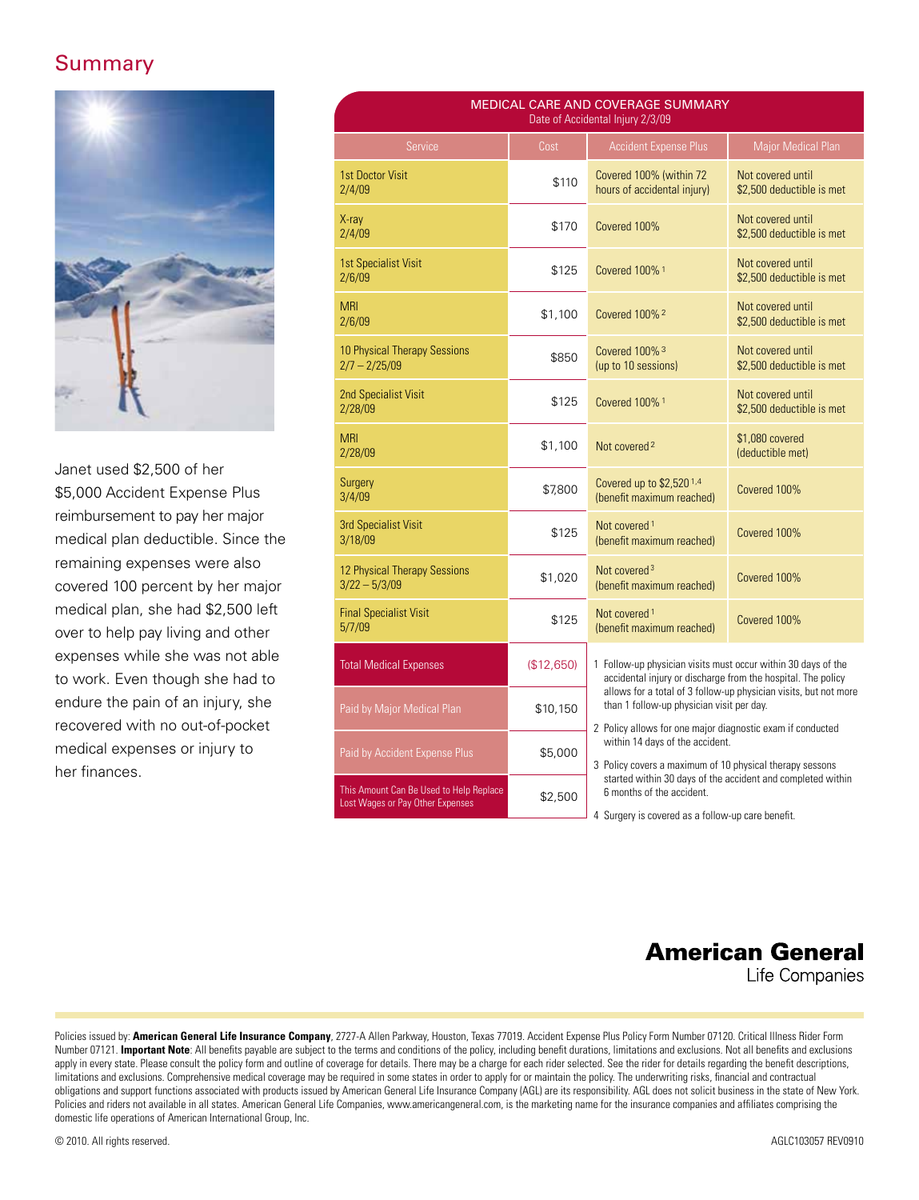## Summary

Janet used $2,500 of her $5,000 Accident Expense Plus reimbursement to pay her major medical plan deductible. Since the remaining expenses were also covered 100 percent by her major medical plan, she had $2,500 left over to help pay living and other expenses while she was not able to work. Even though she had to endure the pain of an injury, she recovered with no out-of-pocket medical expenses or injury to her finances.

**MEDICAL CARE AND COVERAGE SUMMARY**
Date of Accidental Injury 2/3/09

| Service | Cost | Accident Expense Plus | Major Medical Plan |
|---|---|---|---|
| 1st Doctor Visit 2/4/09 | $110 | Covered 100% (within 72 hours of accidental injury) | Not covered until $2,500 deductible is met |
| X-ray 2/4/09 | $170 | Covered 100% | Not covered until $2,500 deductible is met |
| 1st Specialist Visit 2/6/09 | $125 | Covered 100% [1] | Not covered until $2,500 deductible is met |
| MRI 2/6/09 | $1,100 | Covered 100% [2] | Not covered until $2,500 deductible is met |
| 10 Physical Therapy Sessions 2/7 – 2/25/09 | $850 | Covered 100% [3] (up to 10 sessions) | Not covered until $2,500 deductible is met |
| 2nd Specialist Visit 2/28/09 | $125 | Covered 100% [1] | Not covered until $2,500 deductible is met |
| MRI 2/28/09 | $1,100 | Not covered [2] | $1,080 covered (deductible met) |
| Surgery 3/4/09 | $7,800 | Covered up to $2,520 [1,4] (benefit maximum reached) | Covered 100% |
| 3rd Specialist Visit 3/18/09 | $125 | Not covered [1] (benefit maximum reached) | Covered 100% |
| 12 Physical Therapy Sessions 3/22 – 5/3/09 | $1,020 | Not covered [3] (benefit maximum reached) | Covered 100% |
| Final Specialist Visit 5/7/09 | $125 | Not covered [1] (benefit maximum reached) | Covered 100% |
| Total Medical Expenses | ($12,650) | | |
| Paid by Major Medical Plan | $10,150 | | |
| Paid by Accident Expense Plus | $5,000 | | |
| This Amount Can Be Used to Help Replace Lost Wages or Pay Other Expenses | $2,500 | | |

1 Follow-up physician visits must occur within 30 days of the accidental injury or discharge from the hospital. The policy allows for a total of 3 follow-up physician visits, but not more than 1 follow-up physician visit per day.

2 Policy allows for one major diagnostic exam if conducted within 14 days of the accident.

3 Policy covers a maximum of 10 physical therapy sessons started within 30 days of the accident and completed within 6 months of the accident.

4 Surgery is covered as a follow-up care benefit.

**American General**
Life Companies

Policies issued by: **American General Life Insurance Company**, 2727-A Allen Parkway, Houston, Texas 77019. Accident Expense Plus Policy Form Number 07120. Critical Illness Rider Form Number 07121. **Important Note**: All benefits payable are subject to the terms and conditions of the policy, including benefit durations, limitations and exclusions. Not all benefits and exclusions apply in every state. Please consult the policy form and outline of coverage for details. There may be a charge for each rider selected. See the rider for details regarding the benefit descriptions, limitations and exclusions. Comprehensive medical coverage may be required in some states in order to apply for or maintain the policy. The underwriting risks, financial and contractual obligations and support functions associated with products issued by American General Life Insurance Company (AGL) are its responsibility. AGL does not solicit business in the state of New York. Policies and riders not available in all states. American General Life Companies, www.americangeneral.com, is the marketing name for the insurance companies and affiliates comprising the domestic life operations of American International Group, Inc.

© 2010. All rights reserved.

AGLC103057 REV0910